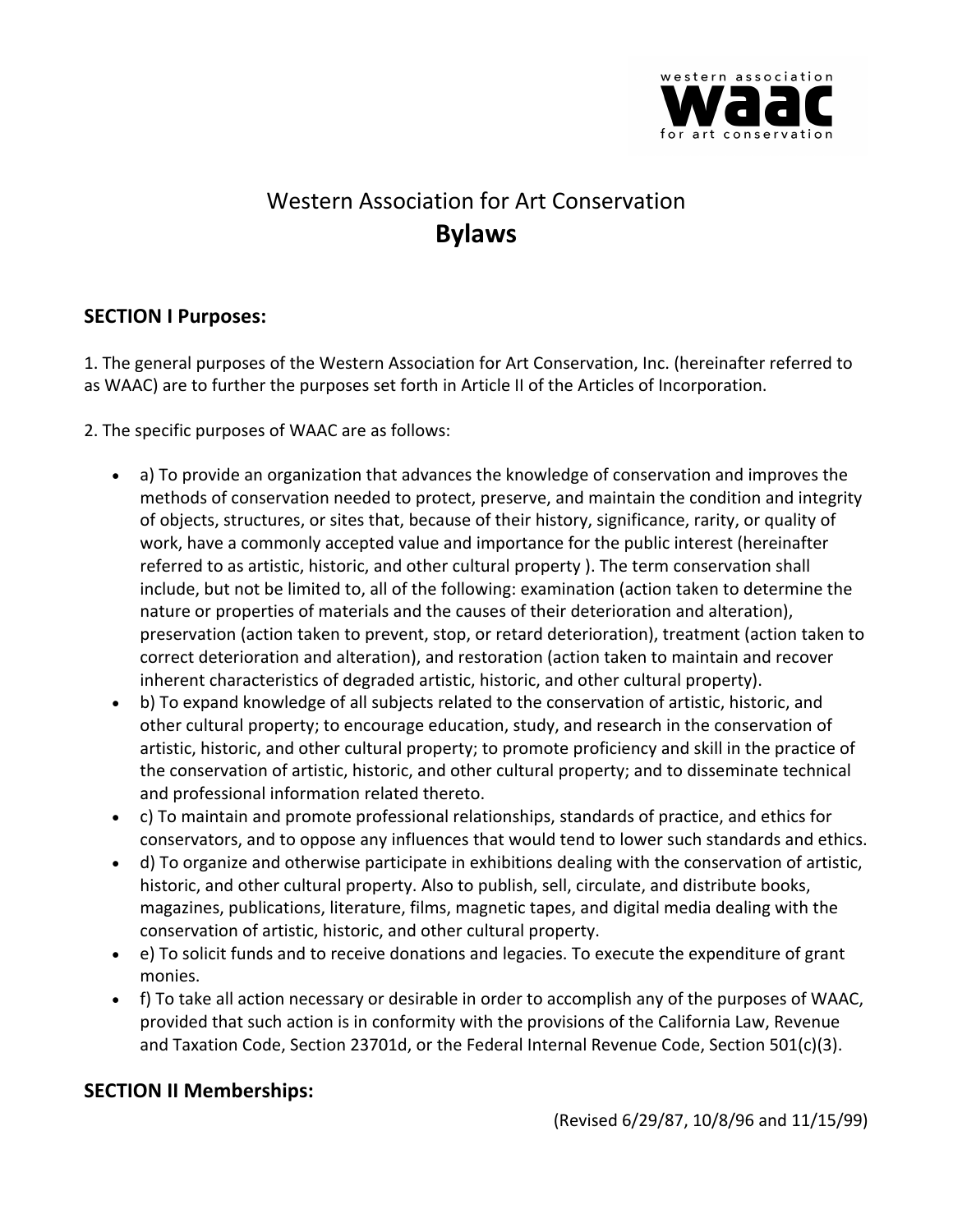western association
**waac**
for art conservation

# Western Association for Art Conservation
# **Bylaws**

## SECTION I Purposes:

1. The general purposes of the Western Association for Art Conservation, Inc. (hereinafter referred to as WAAC) are to further the purposes set forth in Article II of the Articles of Incorporation.

2. The specific purposes of WAAC are as follows:

- a) To provide an organization that advances the knowledge of conservation and improves the methods of conservation needed to protect, preserve, and maintain the condition and integrity of objects, structures, or sites that, because of their history, significance, rarity, or quality of work, have a commonly accepted value and importance for the public interest (hereinafter referred to as artistic, historic, and other cultural property ). The term conservation shall include, but not be limited to, all of the following: examination (action taken to determine the nature or properties of materials and the causes of their deterioration and alteration), preservation (action taken to prevent, stop, or retard deterioration), treatment (action taken to correct deterioration and alteration), and restoration (action taken to maintain and recover inherent characteristics of degraded artistic, historic, and other cultural property).
- b) To expand knowledge of all subjects related to the conservation of artistic, historic, and other cultural property; to encourage education, study, and research in the conservation of artistic, historic, and other cultural property; to promote proficiency and skill in the practice of the conservation of artistic, historic, and other cultural property; and to disseminate technical and professional information related thereto.
- c) To maintain and promote professional relationships, standards of practice, and ethics for conservators, and to oppose any influences that would tend to lower such standards and ethics.
- d) To organize and otherwise participate in exhibitions dealing with the conservation of artistic, historic, and other cultural property. Also to publish, sell, circulate, and distribute books, magazines, publications, literature, films, magnetic tapes, and digital media dealing with the conservation of artistic, historic, and other cultural property.
- e) To solicit funds and to receive donations and legacies. To execute the expenditure of grant monies.
- f) To take all action necessary or desirable in order to accomplish any of the purposes of WAAC, provided that such action is in conformity with the provisions of the California Law, Revenue and Taxation Code, Section 23701d, or the Federal Internal Revenue Code, Section 501(c)(3).

## SECTION II Memberships:

(Revised 6/29/87, 10/8/96 and 11/15/99)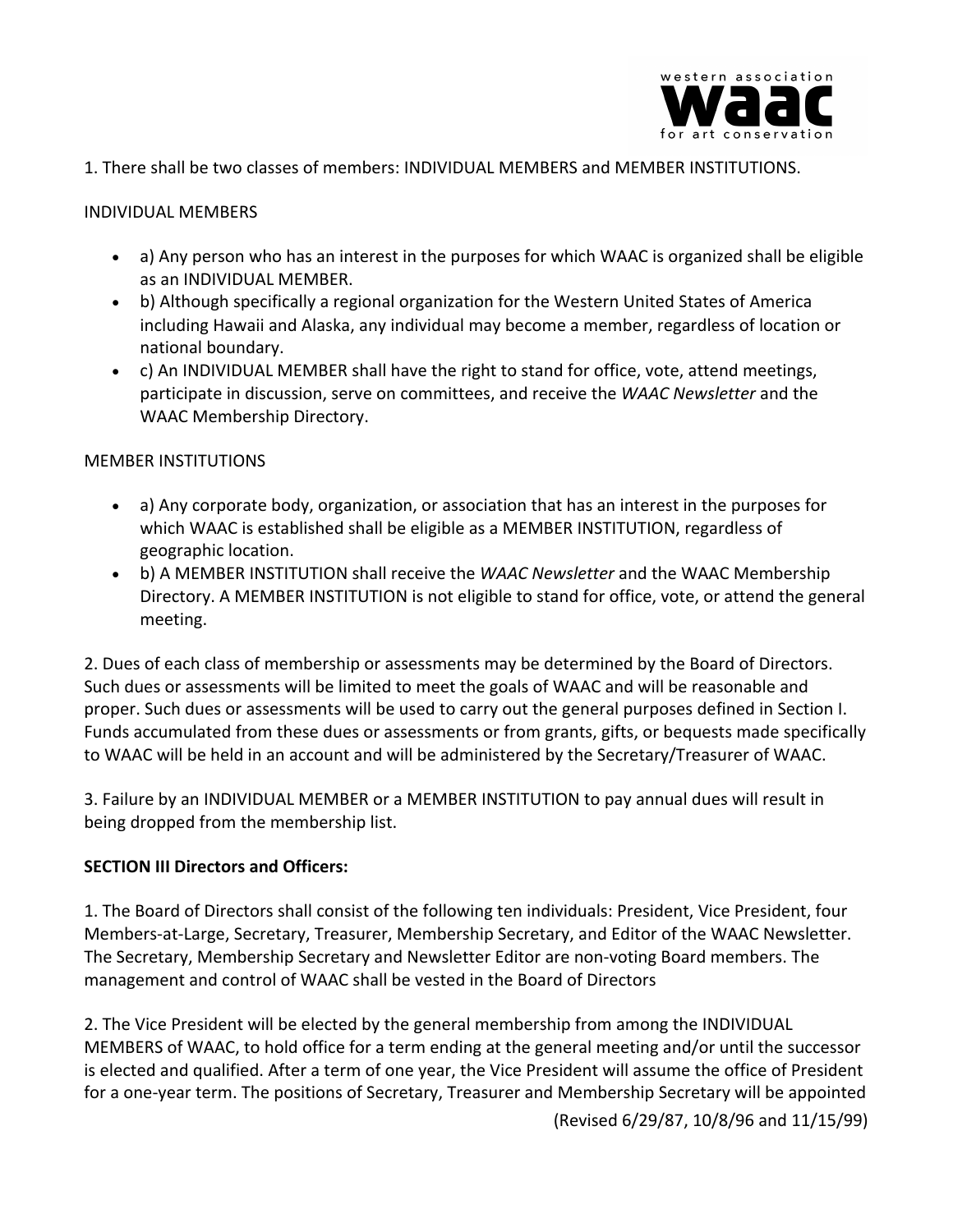1. There shall be two classes of members: INDIVIDUAL MEMBERS and MEMBER INSTITUTIONS.

INDIVIDUAL MEMBERS

- a) Any person who has an interest in the purposes for which WAAC is organized shall be eligible as an INDIVIDUAL MEMBER.
- b) Although specifically a regional organization for the Western United States of America including Hawaii and Alaska, any individual may become a member, regardless of location or national boundary.
- c) An INDIVIDUAL MEMBER shall have the right to stand for office, vote, attend meetings, participate in discussion, serve on committees, and receive the *WAAC Newsletter* and the WAAC Membership Directory.

MEMBER INSTITUTIONS

- a) Any corporate body, organization, or association that has an interest in the purposes for which WAAC is established shall be eligible as a MEMBER INSTITUTION, regardless of geographic location.
- b) A MEMBER INSTITUTION shall receive the *WAAC Newsletter* and the WAAC Membership Directory. A MEMBER INSTITUTION is not eligible to stand for office, vote, or attend the general meeting.

2. Dues of each class of membership or assessments may be determined by the Board of Directors. Such dues or assessments will be limited to meet the goals of WAAC and will be reasonable and proper. Such dues or assessments will be used to carry out the general purposes defined in Section I. Funds accumulated from these dues or assessments or from grants, gifts, or bequests made specifically to WAAC will be held in an account and will be administered by the Secretary/Treasurer of WAAC.

3. Failure by an INDIVIDUAL MEMBER or a MEMBER INSTITUTION to pay annual dues will result in being dropped from the membership list.

**SECTION III Directors and Officers:**

1. The Board of Directors shall consist of the following ten individuals: President, Vice President, four Members-at-Large, Secretary, Treasurer, Membership Secretary, and Editor of the WAAC Newsletter. The Secretary, Membership Secretary and Newsletter Editor are non-voting Board members. The management and control of WAAC shall be vested in the Board of Directors

2. The Vice President will be elected by the general membership from among the INDIVIDUAL MEMBERS of WAAC, to hold office for a term ending at the general meeting and/or until the successor is elected and qualified. After a term of one year, the Vice President will assume the office of President for a one-year term. The positions of Secretary, Treasurer and Membership Secretary will be appointed

(Revised 6/29/87, 10/8/96 and 11/15/99)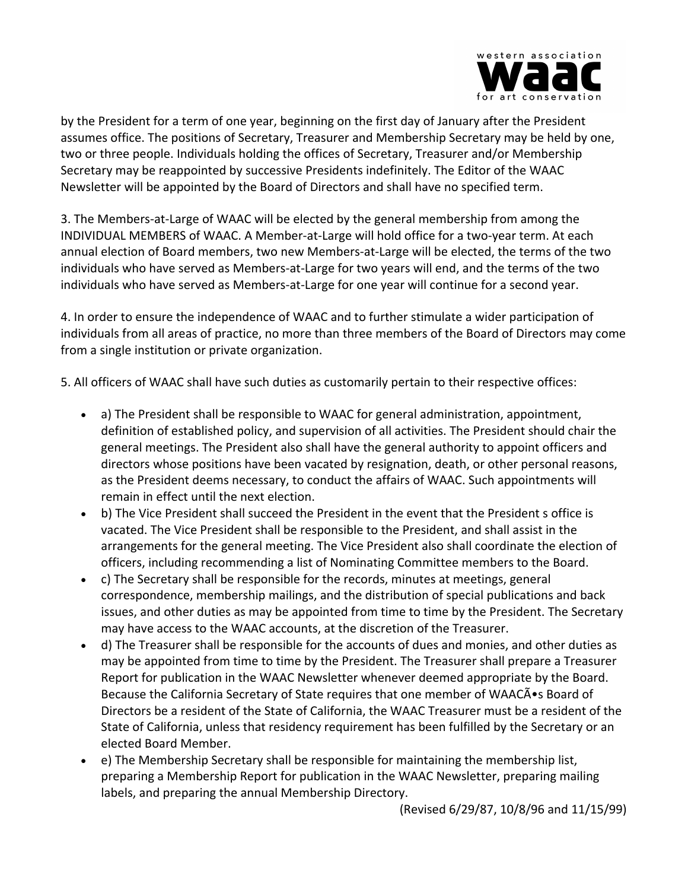by the President for a term of one year, beginning on the first day of January after the President assumes office. The positions of Secretary, Treasurer and Membership Secretary may be held by one, two or three people. Individuals holding the offices of Secretary, Treasurer and/or Membership Secretary may be reappointed by successive Presidents indefinitely. The Editor of the WAAC Newsletter will be appointed by the Board of Directors and shall have no specified term.

3. The Members-at-Large of WAAC will be elected by the general membership from among the INDIVIDUAL MEMBERS of WAAC. A Member-at-Large will hold office for a two-year term. At each annual election of Board members, two new Members-at-Large will be elected, the terms of the two individuals who have served as Members-at-Large for two years will end, and the terms of the two individuals who have served as Members-at-Large for one year will continue for a second year.

4. In order to ensure the independence of WAAC and to further stimulate a wider participation of individuals from all areas of practice, no more than three members of the Board of Directors may come from a single institution or private organization.

5. All officers of WAAC shall have such duties as customarily pertain to their respective offices:

- a) The President shall be responsible to WAAC for general administration, appointment, definition of established policy, and supervision of all activities. The President should chair the general meetings. The President also shall have the general authority to appoint officers and directors whose positions have been vacated by resignation, death, or other personal reasons, as the President deems necessary, to conduct the affairs of WAAC. Such appointments will remain in effect until the next election.
- b) The Vice President shall succeed the President in the event that the President s office is vacated. The Vice President shall be responsible to the President, and shall assist in the arrangements for the general meeting. The Vice President also shall coordinate the election of officers, including recommending a list of Nominating Committee members to the Board.
- c) The Secretary shall be responsible for the records, minutes at meetings, general correspondence, membership mailings, and the distribution of special publications and back issues, and other duties as may be appointed from time to time by the President. The Secretary may have access to the WAAC accounts, at the discretion of the Treasurer.
- d) The Treasurer shall be responsible for the accounts of dues and monies, and other duties as may be appointed from time to time by the President. The Treasurer shall prepare a Treasurer Report for publication in the WAAC Newsletter whenever deemed appropriate by the Board. Because the California Secretary of State requires that one member of WAACÃ•s Board of Directors be a resident of the State of California, the WAAC Treasurer must be a resident of the State of California, unless that residency requirement has been fulfilled by the Secretary or an elected Board Member.
- e) The Membership Secretary shall be responsible for maintaining the membership list, preparing a Membership Report for publication in the WAAC Newsletter, preparing mailing labels, and preparing the annual Membership Directory.

(Revised 6/29/87, 10/8/96 and 11/15/99)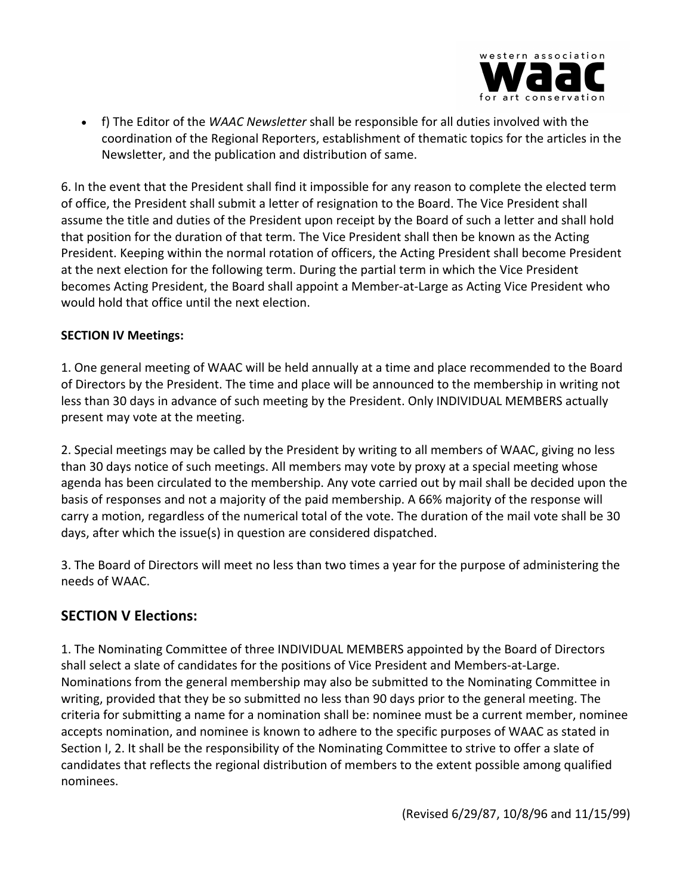- f) The Editor of the *WAAC Newsletter* shall be responsible for all duties involved with the coordination of the Regional Reporters, establishment of thematic topics for the articles in the Newsletter, and the publication and distribution of same.

6. In the event that the President shall find it impossible for any reason to complete the elected term of office, the President shall submit a letter of resignation to the Board. The Vice President shall assume the title and duties of the President upon receipt by the Board of such a letter and shall hold that position for the duration of that term. The Vice President shall then be known as the Acting President. Keeping within the normal rotation of officers, the Acting President shall become President at the next election for the following term. During the partial term in which the Vice President becomes Acting President, the Board shall appoint a Member-at-Large as Acting Vice President who would hold that office until the next election.

**SECTION IV Meetings:**

1. One general meeting of WAAC will be held annually at a time and place recommended to the Board of Directors by the President. The time and place will be announced to the membership in writing not less than 30 days in advance of such meeting by the President. Only INDIVIDUAL MEMBERS actually present may vote at the meeting.

2. Special meetings may be called by the President by writing to all members of WAAC, giving no less than 30 days notice of such meetings. All members may vote by proxy at a special meeting whose agenda has been circulated to the membership. Any vote carried out by mail shall be decided upon the basis of responses and not a majority of the paid membership. A 66% majority of the response will carry a motion, regardless of the numerical total of the vote. The duration of the mail vote shall be 30 days, after which the issue(s) in question are considered dispatched.

3. The Board of Directors will meet no less than two times a year for the purpose of administering the needs of WAAC.

## SECTION V Elections:

1. The Nominating Committee of three INDIVIDUAL MEMBERS appointed by the Board of Directors shall select a slate of candidates for the positions of Vice President and Members-at-Large. Nominations from the general membership may also be submitted to the Nominating Committee in writing, provided that they be so submitted no less than 90 days prior to the general meeting. The criteria for submitting a name for a nomination shall be: nominee must be a current member, nominee accepts nomination, and nominee is known to adhere to the specific purposes of WAAC as stated in Section I, 2. It shall be the responsibility of the Nominating Committee to strive to offer a slate of candidates that reflects the regional distribution of members to the extent possible among qualified nominees.

(Revised 6/29/87, 10/8/96 and 11/15/99)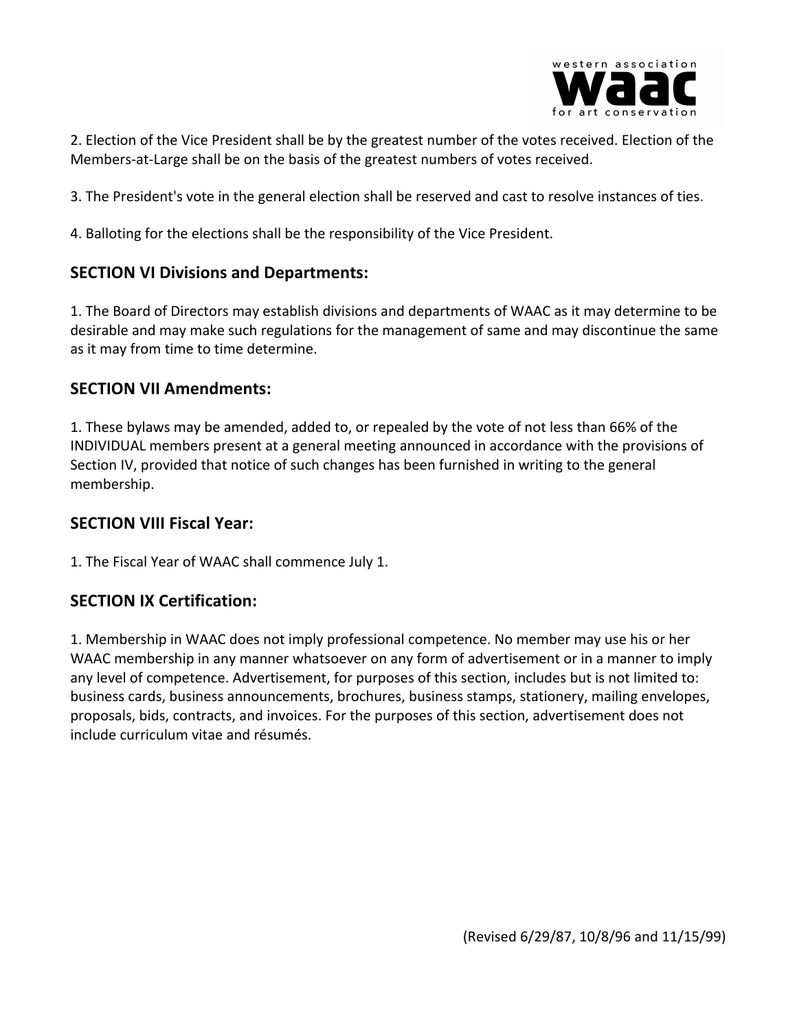2. Election of the Vice President shall be by the greatest number of the votes received. Election of the Members-at-Large shall be on the basis of the greatest numbers of votes received.

3. The President's vote in the general election shall be reserved and cast to resolve instances of ties.

4. Balloting for the elections shall be the responsibility of the Vice President.

### SECTION VI Divisions and Departments:

1. The Board of Directors may establish divisions and departments of WAAC as it may determine to be desirable and may make such regulations for the management of same and may discontinue the same as it may from time to time determine.

### SECTION VII Amendments:

1. These bylaws may be amended, added to, or repealed by the vote of not less than 66% of the INDIVIDUAL members present at a general meeting announced in accordance with the provisions of Section IV, provided that notice of such changes has been furnished in writing to the general membership.

### SECTION VIII Fiscal Year:

1. The Fiscal Year of WAAC shall commence July 1.

### SECTION IX Certification:

1. Membership in WAAC does not imply professional competence. No member may use his or her WAAC membership in any manner whatsoever on any form of advertisement or in a manner to imply any level of competence. Advertisement, for purposes of this section, includes but is not limited to: business cards, business announcements, brochures, business stamps, stationery, mailing envelopes, proposals, bids, contracts, and invoices. For the purposes of this section, advertisement does not include curriculum vitae and résumés.

(Revised 6/29/87, 10/8/96 and 11/15/99)